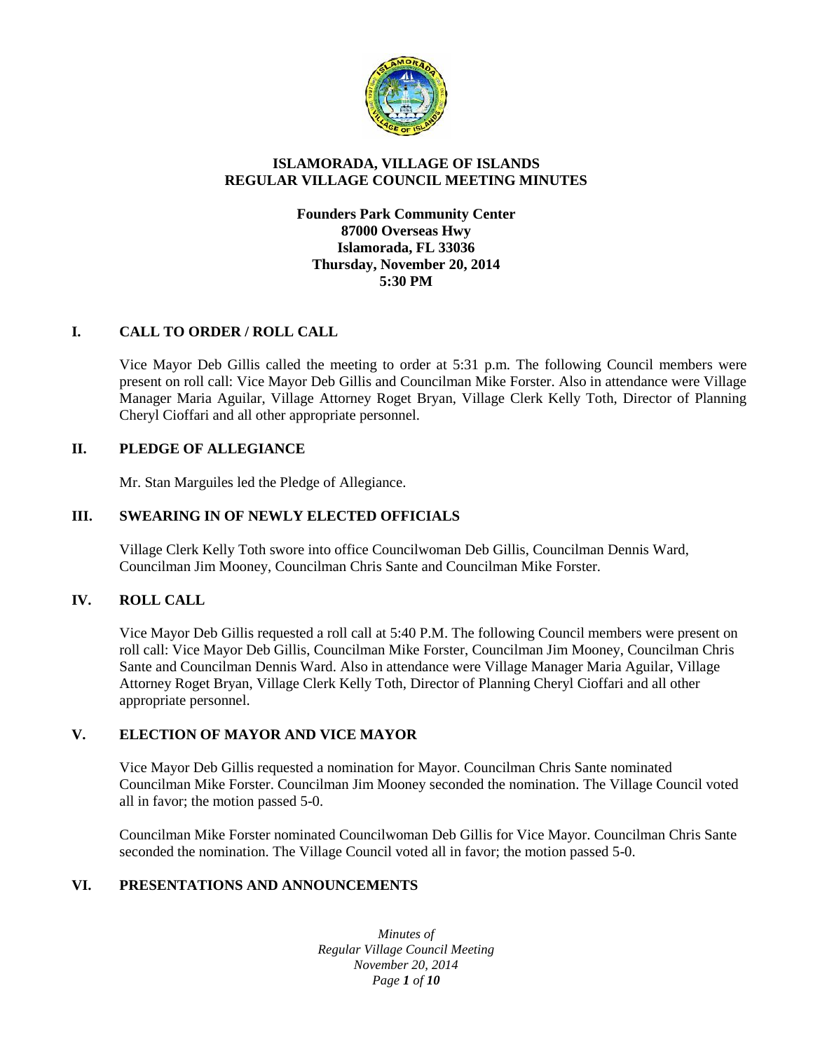# ISLAMORADA, VILLAGE OF ISLANDS
# REGULAR VILLAGE COUNCIL MEETING MINUTES

**Founders Park Community Center**
**87000 Overseas Hwy**
**Islamorada, FL 33036**
**Thursday, November 20, 2014**
**5:30 PM**

## I. CALL TO ORDER / ROLL CALL

Vice Mayor Deb Gillis called the meeting to order at 5:31 p.m. The following Council members were present on roll call: Vice Mayor Deb Gillis and Councilman Mike Forster. Also in attendance were Village Manager Maria Aguilar, Village Attorney Roget Bryan, Village Clerk Kelly Toth, Director of Planning Cheryl Cioffari and all other appropriate personnel.

## II. PLEDGE OF ALLEGIANCE

Mr. Stan Marguiles led the Pledge of Allegiance.

## III. SWEARING IN OF NEWLY ELECTED OFFICIALS

Village Clerk Kelly Toth swore into office Councilwoman Deb Gillis, Councilman Dennis Ward, Councilman Jim Mooney, Councilman Chris Sante and Councilman Mike Forster.

## IV. ROLL CALL

Vice Mayor Deb Gillis requested a roll call at 5:40 P.M. The following Council members were present on roll call: Vice Mayor Deb Gillis, Councilman Mike Forster, Councilman Jim Mooney, Councilman Chris Sante and Councilman Dennis Ward. Also in attendance were Village Manager Maria Aguilar, Village Attorney Roget Bryan, Village Clerk Kelly Toth, Director of Planning Cheryl Cioffari and all other appropriate personnel.

## V. ELECTION OF MAYOR AND VICE MAYOR

Vice Mayor Deb Gillis requested a nomination for Mayor. Councilman Chris Sante nominated Councilman Mike Forster. Councilman Jim Mooney seconded the nomination. The Village Council voted all in favor; the motion passed 5-0.

Councilman Mike Forster nominated Councilwoman Deb Gillis for Vice Mayor. Councilman Chris Sante seconded the nomination. The Village Council voted all in favor; the motion passed 5-0.

## VI. PRESENTATIONS AND ANNOUNCEMENTS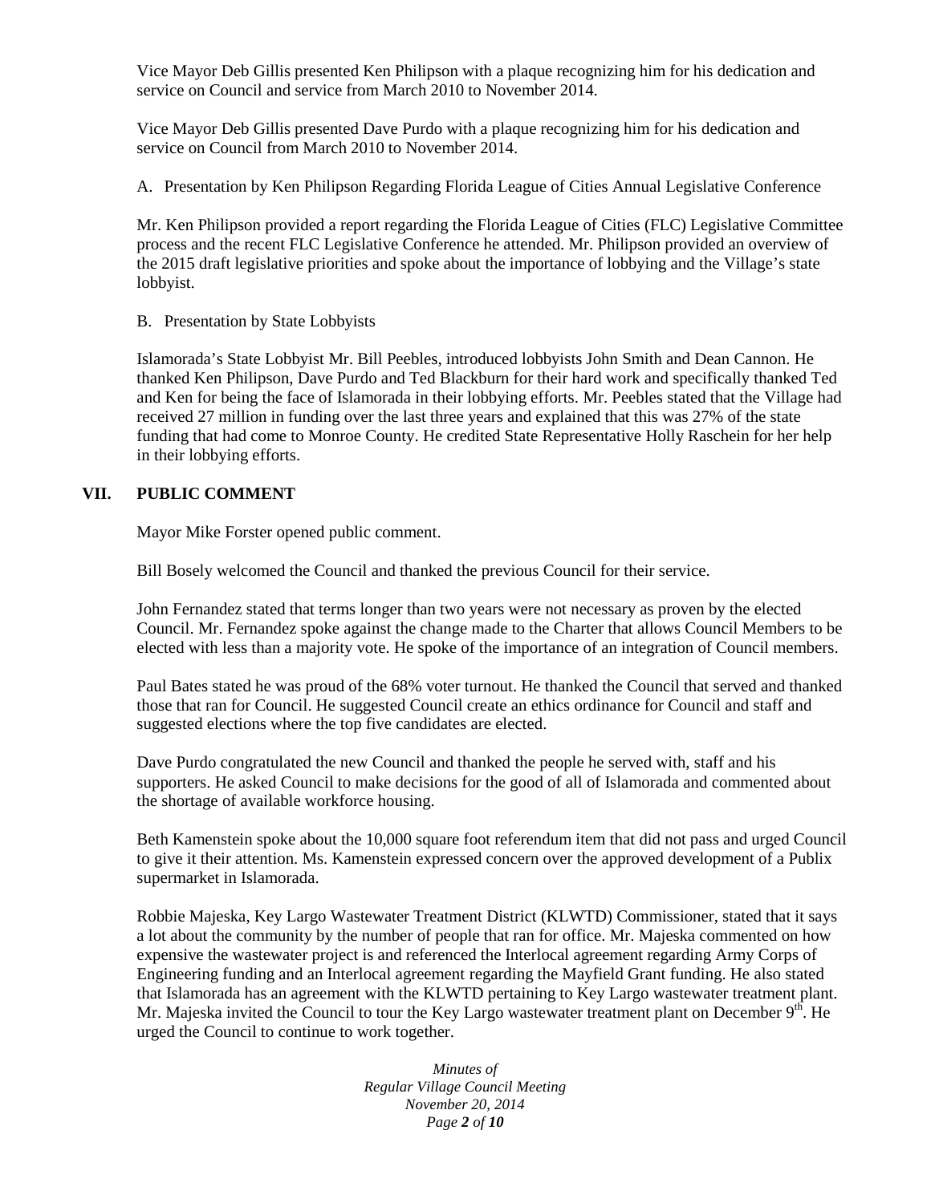Vice Mayor Deb Gillis presented Ken Philipson with a plaque recognizing him for his dedication and service on Council and service from March 2010 to November 2014.

Vice Mayor Deb Gillis presented Dave Purdo with a plaque recognizing him for his dedication and service on Council from March 2010 to November 2014.

A. Presentation by Ken Philipson Regarding Florida League of Cities Annual Legislative Conference

Mr. Ken Philipson provided a report regarding the Florida League of Cities (FLC) Legislative Committee process and the recent FLC Legislative Conference he attended. Mr. Philipson provided an overview of the 2015 draft legislative priorities and spoke about the importance of lobbying and the Village's state lobbyist.

B. Presentation by State Lobbyists

Islamorada's State Lobbyist Mr. Bill Peebles, introduced lobbyists John Smith and Dean Cannon. He thanked Ken Philipson, Dave Purdo and Ted Blackburn for their hard work and specifically thanked Ted and Ken for being the face of Islamorada in their lobbying efforts. Mr. Peebles stated that the Village had received 27 million in funding over the last three years and explained that this was 27% of the state funding that had come to Monroe County. He credited State Representative Holly Raschein for her help in their lobbying efforts.

## VII. PUBLIC COMMENT

Mayor Mike Forster opened public comment.

Bill Bosely welcomed the Council and thanked the previous Council for their service.

John Fernandez stated that terms longer than two years were not necessary as proven by the elected Council. Mr. Fernandez spoke against the change made to the Charter that allows Council Members to be elected with less than a majority vote. He spoke of the importance of an integration of Council members.

Paul Bates stated he was proud of the 68% voter turnout. He thanked the Council that served and thanked those that ran for Council. He suggested Council create an ethics ordinance for Council and staff and suggested elections where the top five candidates are elected.

Dave Purdo congratulated the new Council and thanked the people he served with, staff and his supporters. He asked Council to make decisions for the good of all of Islamorada and commented about the shortage of available workforce housing.

Beth Kamenstein spoke about the 10,000 square foot referendum item that did not pass and urged Council to give it their attention. Ms. Kamenstein expressed concern over the approved development of a Publix supermarket in Islamorada.

Robbie Majeska, Key Largo Wastewater Treatment District (KLWTD) Commissioner, stated that it says a lot about the community by the number of people that ran for office. Mr. Majeska commented on how expensive the wastewater project is and referenced the Interlocal agreement regarding Army Corps of Engineering funding and an Interlocal agreement regarding the Mayfield Grant funding. He also stated that Islamorada has an agreement with the KLWTD pertaining to Key Largo wastewater treatment plant. Mr. Majeska invited the Council to tour the Key Largo wastewater treatment plant on December 9th. He urged the Council to continue to work together.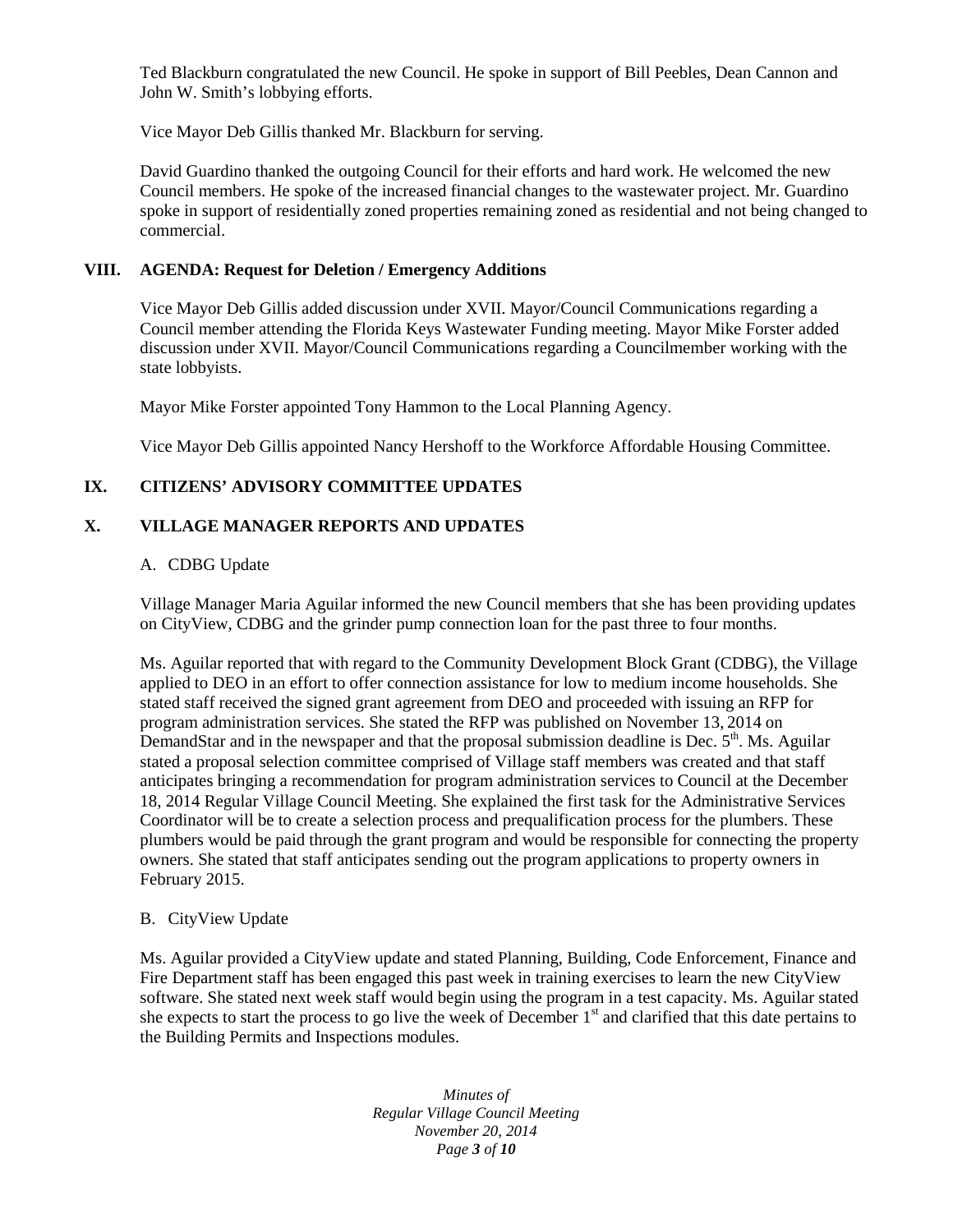Ted Blackburn congratulated the new Council. He spoke in support of Bill Peebles, Dean Cannon and John W. Smith's lobbying efforts.

Vice Mayor Deb Gillis thanked Mr. Blackburn for serving.

David Guardino thanked the outgoing Council for their efforts and hard work. He welcomed the new Council members. He spoke of the increased financial changes to the wastewater project. Mr. Guardino spoke in support of residentially zoned properties remaining zoned as residential and not being changed to commercial.

## VIII. AGENDA: Request for Deletion / Emergency Additions

Vice Mayor Deb Gillis added discussion under XVII. Mayor/Council Communications regarding a Council member attending the Florida Keys Wastewater Funding meeting. Mayor Mike Forster added discussion under XVII. Mayor/Council Communications regarding a Councilmember working with the state lobbyists.

Mayor Mike Forster appointed Tony Hammon to the Local Planning Agency.

Vice Mayor Deb Gillis appointed Nancy Hershoff to the Workforce Affordable Housing Committee.

## IX. CITIZENS' ADVISORY COMMITTEE UPDATES

## X. VILLAGE MANAGER REPORTS AND UPDATES

### A. CDBG Update

Village Manager Maria Aguilar informed the new Council members that she has been providing updates on CityView, CDBG and the grinder pump connection loan for the past three to four months.

Ms. Aguilar reported that with regard to the Community Development Block Grant (CDBG), the Village applied to DEO in an effort to offer connection assistance for low to medium income households. She stated staff received the signed grant agreement from DEO and proceeded with issuing an RFP for program administration services. She stated the RFP was published on November 13, 2014 on DemandStar and in the newspaper and that the proposal submission deadline is Dec. 5th. Ms. Aguilar stated a proposal selection committee comprised of Village staff members was created and that staff anticipates bringing a recommendation for program administration services to Council at the December 18, 2014 Regular Village Council Meeting. She explained the first task for the Administrative Services Coordinator will be to create a selection process and prequalification process for the plumbers. These plumbers would be paid through the grant program and would be responsible for connecting the property owners. She stated that staff anticipates sending out the program applications to property owners in February 2015.

### B. CityView Update

Ms. Aguilar provided a CityView update and stated Planning, Building, Code Enforcement, Finance and Fire Department staff has been engaged this past week in training exercises to learn the new CityView software. She stated next week staff would begin using the program in a test capacity. Ms. Aguilar stated she expects to start the process to go live the week of December 1st and clarified that this date pertains to the Building Permits and Inspections modules.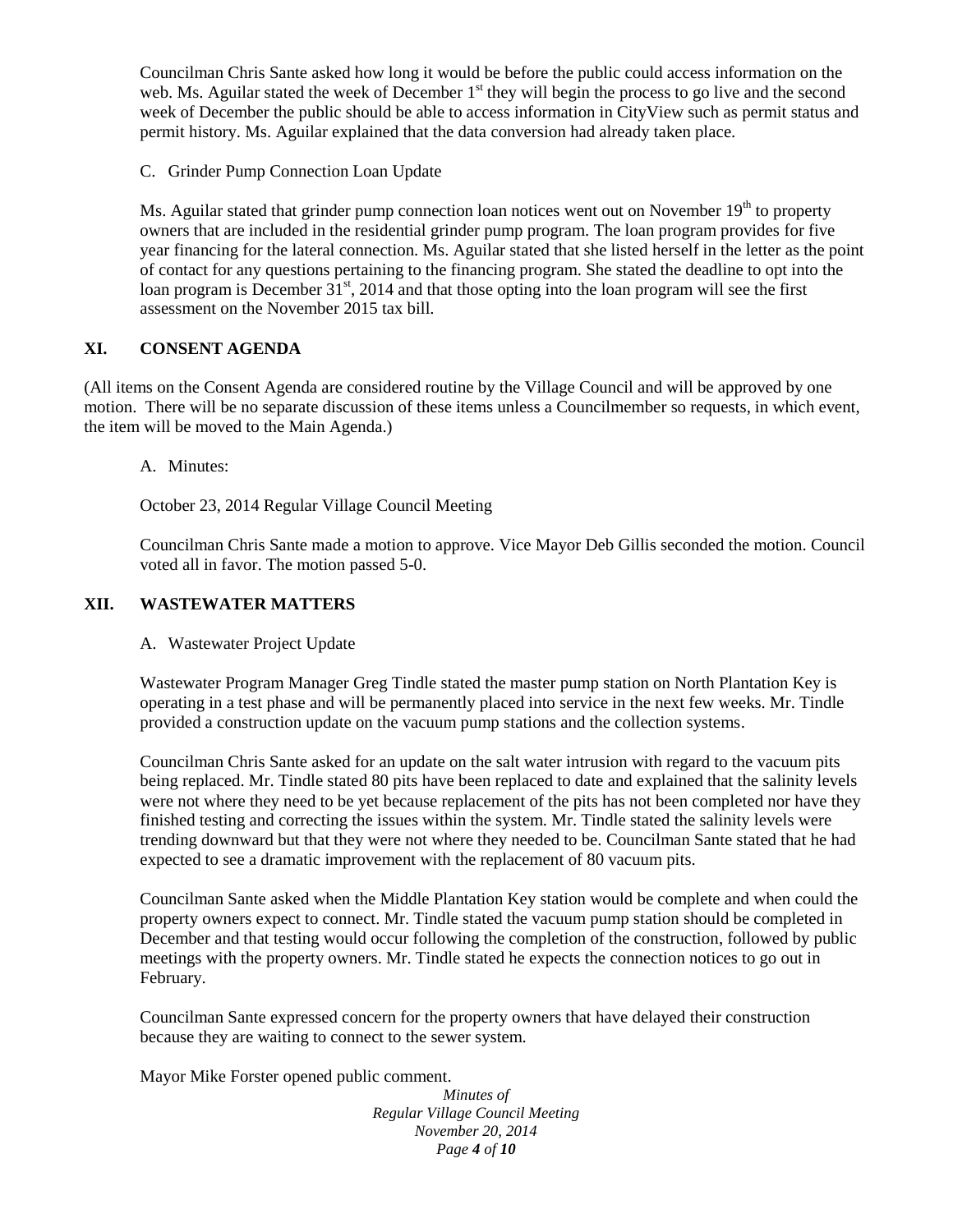Councilman Chris Sante asked how long it would be before the public could access information on the web. Ms. Aguilar stated the week of December 1st they will begin the process to go live and the second week of December the public should be able to access information in CityView such as permit status and permit history. Ms. Aguilar explained that the data conversion had already taken place.

C. Grinder Pump Connection Loan Update

Ms. Aguilar stated that grinder pump connection loan notices went out on November 19th to property owners that are included in the residential grinder pump program. The loan program provides for five year financing for the lateral connection. Ms. Aguilar stated that she listed herself in the letter as the point of contact for any questions pertaining to the financing program. She stated the deadline to opt into the loan program is December 31st, 2014 and that those opting into the loan program will see the first assessment on the November 2015 tax bill.

## XI. CONSENT AGENDA

(All items on the Consent Agenda are considered routine by the Village Council and will be approved by one motion. There will be no separate discussion of these items unless a Councilmember so requests, in which event, the item will be moved to the Main Agenda.)

A. Minutes:

October 23, 2014 Regular Village Council Meeting

Councilman Chris Sante made a motion to approve. Vice Mayor Deb Gillis seconded the motion. Council voted all in favor. The motion passed 5-0.

## XII. WASTEWATER MATTERS

A. Wastewater Project Update

Wastewater Program Manager Greg Tindle stated the master pump station on North Plantation Key is operating in a test phase and will be permanently placed into service in the next few weeks. Mr. Tindle provided a construction update on the vacuum pump stations and the collection systems.

Councilman Chris Sante asked for an update on the salt water intrusion with regard to the vacuum pits being replaced. Mr. Tindle stated 80 pits have been replaced to date and explained that the salinity levels were not where they need to be yet because replacement of the pits has not been completed nor have they finished testing and correcting the issues within the system. Mr. Tindle stated the salinity levels were trending downward but that they were not where they needed to be. Councilman Sante stated that he had expected to see a dramatic improvement with the replacement of 80 vacuum pits.

Councilman Sante asked when the Middle Plantation Key station would be complete and when could the property owners expect to connect. Mr. Tindle stated the vacuum pump station should be completed in December and that testing would occur following the completion of the construction, followed by public meetings with the property owners. Mr. Tindle stated he expects the connection notices to go out in February.

Councilman Sante expressed concern for the property owners that have delayed their construction because they are waiting to connect to the sewer system.

Mayor Mike Forster opened public comment.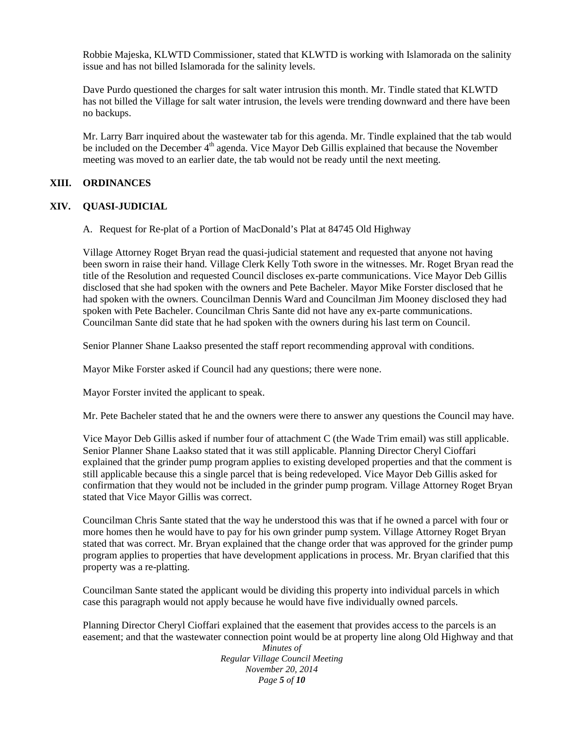Robbie Majeska, KLWTD Commissioner, stated that KLWTD is working with Islamorada on the salinity issue and has not billed Islamorada for the salinity levels.

Dave Purdo questioned the charges for salt water intrusion this month. Mr. Tindle stated that KLWTD has not billed the Village for salt water intrusion, the levels were trending downward and there have been no backups.

Mr. Larry Barr inquired about the wastewater tab for this agenda. Mr. Tindle explained that the tab would be included on the December 4th agenda. Vice Mayor Deb Gillis explained that because the November meeting was moved to an earlier date, the tab would not be ready until the next meeting.

## XIII. ORDINANCES

## XIV. QUASI-JUDICIAL

A. Request for Re-plat of a Portion of MacDonald's Plat at 84745 Old Highway

Village Attorney Roget Bryan read the quasi-judicial statement and requested that anyone not having been sworn in raise their hand. Village Clerk Kelly Toth swore in the witnesses. Mr. Roget Bryan read the title of the Resolution and requested Council discloses ex-parte communications. Vice Mayor Deb Gillis disclosed that she had spoken with the owners and Pete Bacheler. Mayor Mike Forster disclosed that he had spoken with the owners. Councilman Dennis Ward and Councilman Jim Mooney disclosed they had spoken with Pete Bacheler. Councilman Chris Sante did not have any ex-parte communications. Councilman Sante did state that he had spoken with the owners during his last term on Council.

Senior Planner Shane Laakso presented the staff report recommending approval with conditions.

Mayor Mike Forster asked if Council had any questions; there were none.

Mayor Forster invited the applicant to speak.

Mr. Pete Bacheler stated that he and the owners were there to answer any questions the Council may have.

Vice Mayor Deb Gillis asked if number four of attachment C (the Wade Trim email) was still applicable. Senior Planner Shane Laakso stated that it was still applicable. Planning Director Cheryl Cioffari explained that the grinder pump program applies to existing developed properties and that the comment is still applicable because this a single parcel that is being redeveloped. Vice Mayor Deb Gillis asked for confirmation that they would not be included in the grinder pump program. Village Attorney Roget Bryan stated that Vice Mayor Gillis was correct.

Councilman Chris Sante stated that the way he understood this was that if he owned a parcel with four or more homes then he would have to pay for his own grinder pump system. Village Attorney Roget Bryan stated that was correct. Mr. Bryan explained that the change order that was approved for the grinder pump program applies to properties that have development applications in process. Mr. Bryan clarified that this property was a re-platting.

Councilman Sante stated the applicant would be dividing this property into individual parcels in which case this paragraph would not apply because he would have five individually owned parcels.

Planning Director Cheryl Cioffari explained that the easement that provides access to the parcels is an easement; and that the wastewater connection point would be at property line along Old Highway and that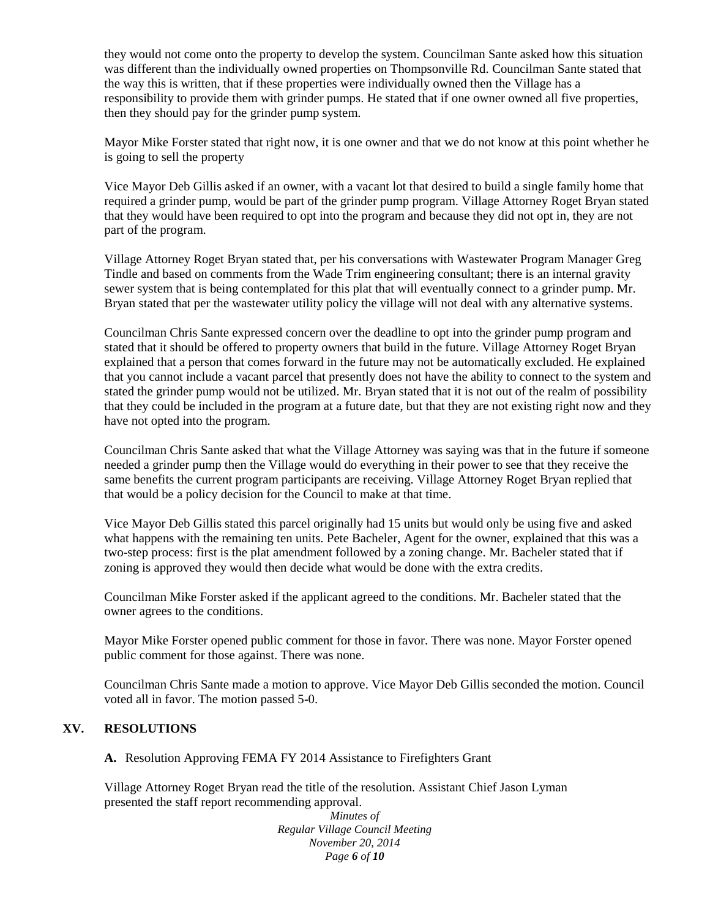they would not come onto the property to develop the system. Councilman Sante asked how this situation was different than the individually owned properties on Thompsonville Rd. Councilman Sante stated that the way this is written, that if these properties were individually owned then the Village has a responsibility to provide them with grinder pumps. He stated that if one owner owned all five properties, then they should pay for the grinder pump system.

Mayor Mike Forster stated that right now, it is one owner and that we do not know at this point whether he is going to sell the property

Vice Mayor Deb Gillis asked if an owner, with a vacant lot that desired to build a single family home that required a grinder pump, would be part of the grinder pump program. Village Attorney Roget Bryan stated that they would have been required to opt into the program and because they did not opt in, they are not part of the program.

Village Attorney Roget Bryan stated that, per his conversations with Wastewater Program Manager Greg Tindle and based on comments from the Wade Trim engineering consultant; there is an internal gravity sewer system that is being contemplated for this plat that will eventually connect to a grinder pump. Mr. Bryan stated that per the wastewater utility policy the village will not deal with any alternative systems.

Councilman Chris Sante expressed concern over the deadline to opt into the grinder pump program and stated that it should be offered to property owners that build in the future. Village Attorney Roget Bryan explained that a person that comes forward in the future may not be automatically excluded. He explained that you cannot include a vacant parcel that presently does not have the ability to connect to the system and stated the grinder pump would not be utilized. Mr. Bryan stated that it is not out of the realm of possibility that they could be included in the program at a future date, but that they are not existing right now and they have not opted into the program.

Councilman Chris Sante asked that what the Village Attorney was saying was that in the future if someone needed a grinder pump then the Village would do everything in their power to see that they receive the same benefits the current program participants are receiving. Village Attorney Roget Bryan replied that that would be a policy decision for the Council to make at that time.

Vice Mayor Deb Gillis stated this parcel originally had 15 units but would only be using five and asked what happens with the remaining ten units. Pete Bacheler, Agent for the owner, explained that this was a two-step process: first is the plat amendment followed by a zoning change. Mr. Bacheler stated that if zoning is approved they would then decide what would be done with the extra credits.

Councilman Mike Forster asked if the applicant agreed to the conditions. Mr. Bacheler stated that the owner agrees to the conditions.

Mayor Mike Forster opened public comment for those in favor. There was none. Mayor Forster opened public comment for those against. There was none.

Councilman Chris Sante made a motion to approve. Vice Mayor Deb Gillis seconded the motion. Council voted all in favor. The motion passed 5-0.

## XV. RESOLUTIONS

**A.** Resolution Approving FEMA FY 2014 Assistance to Firefighters Grant

Village Attorney Roget Bryan read the title of the resolution. Assistant Chief Jason Lyman presented the staff report recommending approval.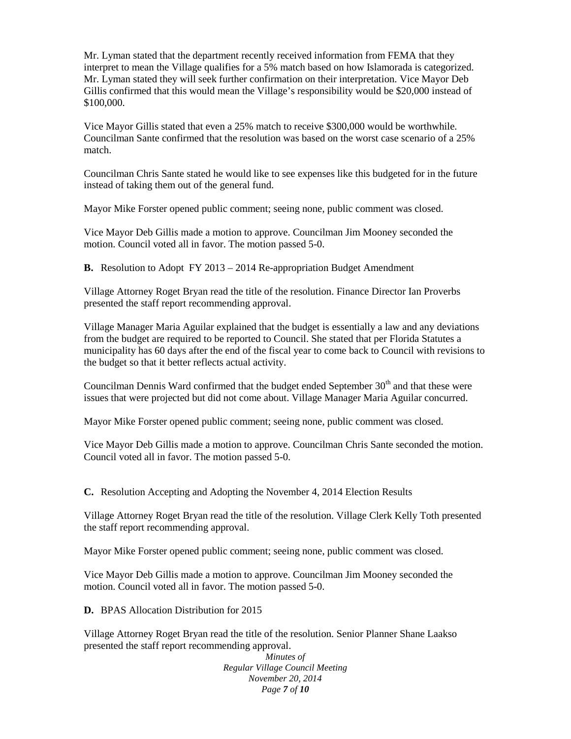Mr. Lyman stated that the department recently received information from FEMA that they interpret to mean the Village qualifies for a 5% match based on how Islamorada is categorized. Mr. Lyman stated they will seek further confirmation on their interpretation. Vice Mayor Deb Gillis confirmed that this would mean the Village's responsibility would be $20,000 instead of $100,000.

Vice Mayor Gillis stated that even a 25% match to receive $300,000 would be worthwhile. Councilman Sante confirmed that the resolution was based on the worst case scenario of a 25% match.

Councilman Chris Sante stated he would like to see expenses like this budgeted for in the future instead of taking them out of the general fund.

Mayor Mike Forster opened public comment; seeing none, public comment was closed.

Vice Mayor Deb Gillis made a motion to approve. Councilman Jim Mooney seconded the motion. Council voted all in favor. The motion passed 5-0.

**B.** Resolution to Adopt FY 2013 – 2014 Re-appropriation Budget Amendment

Village Attorney Roget Bryan read the title of the resolution. Finance Director Ian Proverbs presented the staff report recommending approval.

Village Manager Maria Aguilar explained that the budget is essentially a law and any deviations from the budget are required to be reported to Council. She stated that per Florida Statutes a municipality has 60 days after the end of the fiscal year to come back to Council with revisions to the budget so that it better reflects actual activity.

Councilman Dennis Ward confirmed that the budget ended September 30th and that these were issues that were projected but did not come about. Village Manager Maria Aguilar concurred.

Mayor Mike Forster opened public comment; seeing none, public comment was closed.

Vice Mayor Deb Gillis made a motion to approve. Councilman Chris Sante seconded the motion. Council voted all in favor. The motion passed 5-0.

**C.** Resolution Accepting and Adopting the November 4, 2014 Election Results

Village Attorney Roget Bryan read the title of the resolution. Village Clerk Kelly Toth presented the staff report recommending approval.

Mayor Mike Forster opened public comment; seeing none, public comment was closed.

Vice Mayor Deb Gillis made a motion to approve. Councilman Jim Mooney seconded the motion. Council voted all in favor. The motion passed 5-0.

**D.** BPAS Allocation Distribution for 2015

Village Attorney Roget Bryan read the title of the resolution. Senior Planner Shane Laakso presented the staff report recommending approval.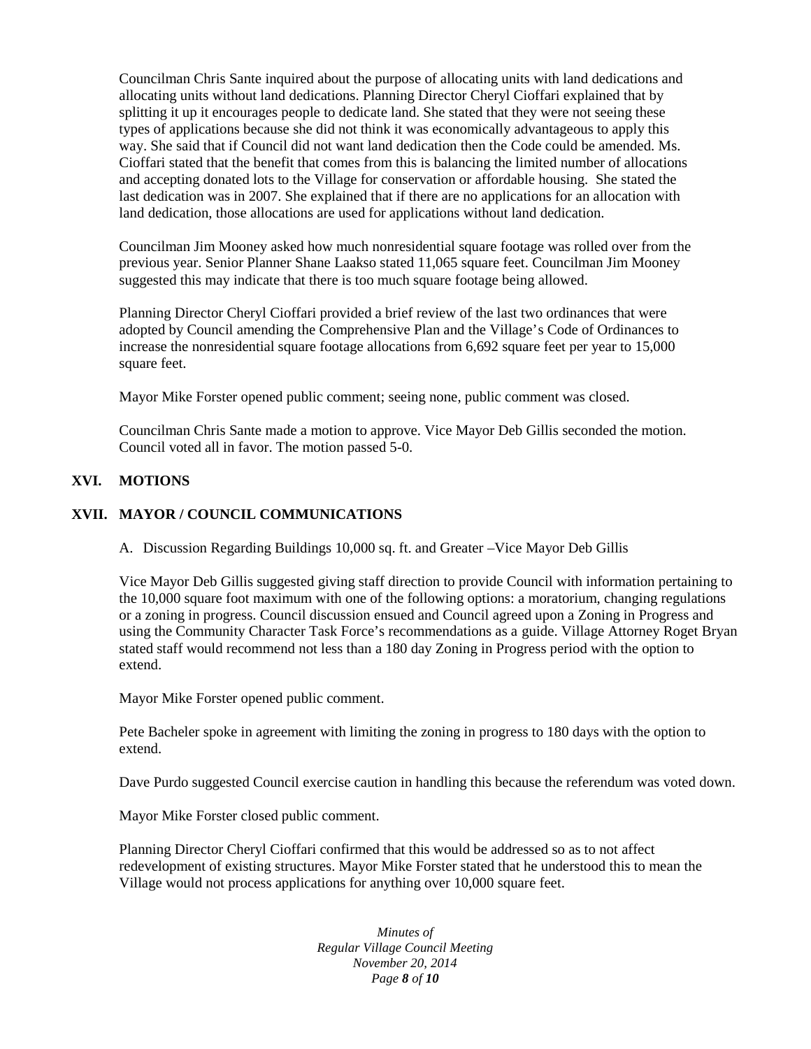Councilman Chris Sante inquired about the purpose of allocating units with land dedications and allocating units without land dedications. Planning Director Cheryl Cioffari explained that by splitting it up it encourages people to dedicate land. She stated that they were not seeing these types of applications because she did not think it was economically advantageous to apply this way. She said that if Council did not want land dedication then the Code could be amended. Ms. Cioffari stated that the benefit that comes from this is balancing the limited number of allocations and accepting donated lots to the Village for conservation or affordable housing. She stated the last dedication was in 2007. She explained that if there are no applications for an allocation with land dedication, those allocations are used for applications without land dedication.

Councilman Jim Mooney asked how much nonresidential square footage was rolled over from the previous year. Senior Planner Shane Laakso stated 11,065 square feet. Councilman Jim Mooney suggested this may indicate that there is too much square footage being allowed.

Planning Director Cheryl Cioffari provided a brief review of the last two ordinances that were adopted by Council amending the Comprehensive Plan and the Village's Code of Ordinances to increase the nonresidential square footage allocations from 6,692 square feet per year to 15,000 square feet.

Mayor Mike Forster opened public comment; seeing none, public comment was closed.

Councilman Chris Sante made a motion to approve. Vice Mayor Deb Gillis seconded the motion. Council voted all in favor. The motion passed 5-0.

## XVI. MOTIONS

## XVII. MAYOR / COUNCIL COMMUNICATIONS

A. Discussion Regarding Buildings 10,000 sq. ft. and Greater –Vice Mayor Deb Gillis

Vice Mayor Deb Gillis suggested giving staff direction to provide Council with information pertaining to the 10,000 square foot maximum with one of the following options: a moratorium, changing regulations or a zoning in progress. Council discussion ensued and Council agreed upon a Zoning in Progress and using the Community Character Task Force's recommendations as a guide. Village Attorney Roget Bryan stated staff would recommend not less than a 180 day Zoning in Progress period with the option to extend.

Mayor Mike Forster opened public comment.

Pete Bacheler spoke in agreement with limiting the zoning in progress to 180 days with the option to extend.

Dave Purdo suggested Council exercise caution in handling this because the referendum was voted down.

Mayor Mike Forster closed public comment.

Planning Director Cheryl Cioffari confirmed that this would be addressed so as to not affect redevelopment of existing structures. Mayor Mike Forster stated that he understood this to mean the Village would not process applications for anything over 10,000 square feet.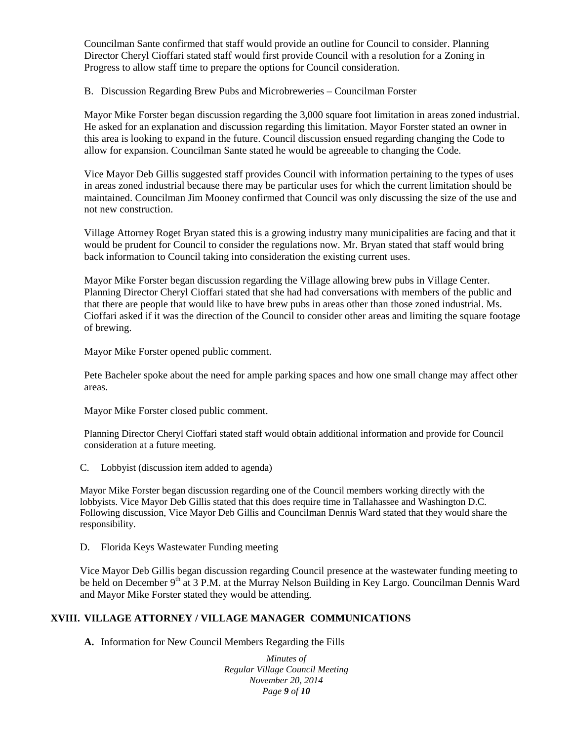Councilman Sante confirmed that staff would provide an outline for Council to consider. Planning Director Cheryl Cioffari stated staff would first provide Council with a resolution for a Zoning in Progress to allow staff time to prepare the options for Council consideration.

B. Discussion Regarding Brew Pubs and Microbreweries – Councilman Forster

Mayor Mike Forster began discussion regarding the 3,000 square foot limitation in areas zoned industrial. He asked for an explanation and discussion regarding this limitation. Mayor Forster stated an owner in this area is looking to expand in the future. Council discussion ensued regarding changing the Code to allow for expansion. Councilman Sante stated he would be agreeable to changing the Code.

Vice Mayor Deb Gillis suggested staff provides Council with information pertaining to the types of uses in areas zoned industrial because there may be particular uses for which the current limitation should be maintained. Councilman Jim Mooney confirmed that Council was only discussing the size of the use and not new construction.

Village Attorney Roget Bryan stated this is a growing industry many municipalities are facing and that it would be prudent for Council to consider the regulations now. Mr. Bryan stated that staff would bring back information to Council taking into consideration the existing current uses.

Mayor Mike Forster began discussion regarding the Village allowing brew pubs in Village Center. Planning Director Cheryl Cioffari stated that she had had conversations with members of the public and that there are people that would like to have brew pubs in areas other than those zoned industrial. Ms. Cioffari asked if it was the direction of the Council to consider other areas and limiting the square footage of brewing.

Mayor Mike Forster opened public comment.

Pete Bacheler spoke about the need for ample parking spaces and how one small change may affect other areas.

Mayor Mike Forster closed public comment.

Planning Director Cheryl Cioffari stated staff would obtain additional information and provide for Council consideration at a future meeting.

C. Lobbyist (discussion item added to agenda)

Mayor Mike Forster began discussion regarding one of the Council members working directly with the lobbyists. Vice Mayor Deb Gillis stated that this does require time in Tallahassee and Washington D.C. Following discussion, Vice Mayor Deb Gillis and Councilman Dennis Ward stated that they would share the responsibility.

D. Florida Keys Wastewater Funding meeting

Vice Mayor Deb Gillis began discussion regarding Council presence at the wastewater funding meeting to be held on December 9th at 3 P.M. at the Murray Nelson Building in Key Largo. Councilman Dennis Ward and Mayor Mike Forster stated they would be attending.

## XVIII. VILLAGE ATTORNEY / VILLAGE MANAGER COMMUNICATIONS

**A.** Information for New Council Members Regarding the Fills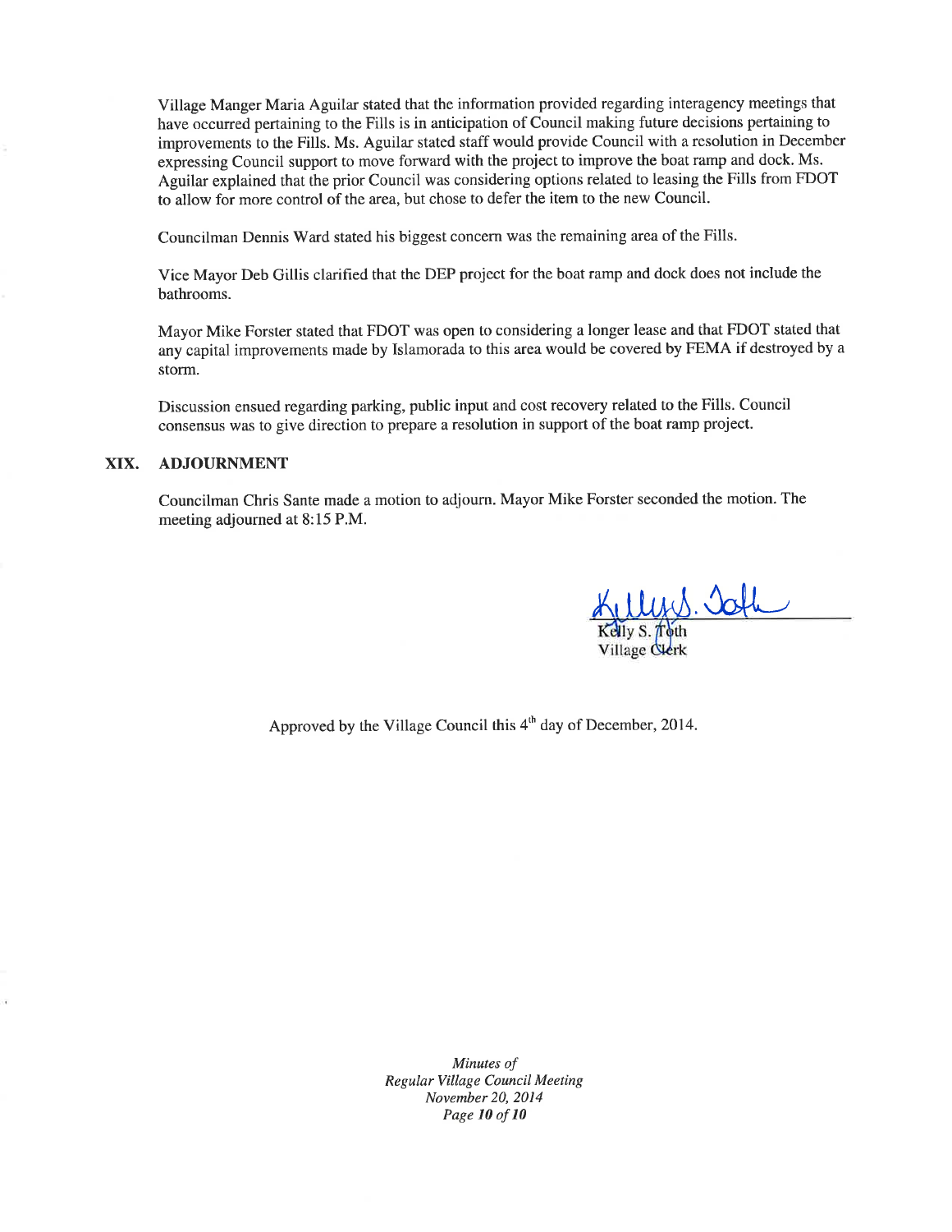Village Manger Maria Aguilar stated that the information provided regarding interagency meetings that have occurred pertaining to the Fills is in anticipation of Council making future decisions pertaining to improvements to the Fills. Ms. Aguilar stated staff would provide Council with a resolution in December expressing Council support to move forward with the project to improve the boat ramp and dock. Ms. Aguilar explained that the prior Council was considering options related to leasing the Fills from FDOT to allow for more control of the area, but chose to defer the item to the new Council.

Councilman Dennis Ward stated his biggest concern was the remaining area of the Fills.

Vice Mayor Deb Gillis clarified that the DEP project for the boat ramp and dock does not include the bathrooms.

Mayor Mike Forster stated that FDOT was open to considering a longer lease and that FDOT stated that any capital improvements made by Islamorada to this area would be covered by FEMA if destroyed by a storm.

Discussion ensued regarding parking, public input and cost recovery related to the Fills. Council consensus was to give direction to prepare a resolution in support of the boat ramp project.

## XIX. ADJOURNMENT

Councilman Chris Sante made a motion to adjourn. Mayor Mike Forster seconded the motion. The meeting adjourned at 8:15 P.M.

Kelly S. Toth
Village Clerk

Approved by the Village Council this 4th day of December, 2014.